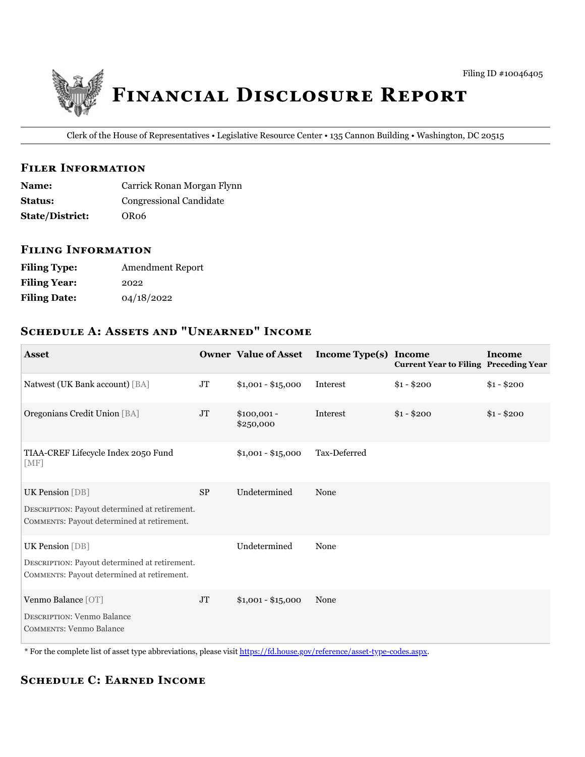Filing ID #10046405

# Financial Disclosure Report

Clerk of the House of Representatives • Legislative Resource Center • 135 Cannon Building • Washington, DC 20515

## Filer Information

**Name:** Carrick Ronan Morgan Flynn
**Status:** Congressional Candidate
**State/District:** OR06

## Filing Information

**Filing Type:** Amendment Report
**Filing Year:** 2022
**Filing Date:** 04/18/2022

## Schedule A: Assets and "Unearned" Income

| Asset | Owner | Value of Asset | Income Type(s) | Income Current Year to Filing | Income Preceding Year |
|---|---|---|---|---|---|
| Natwest (UK Bank account) [BA] | JT | $1,001 - $15,000 | Interest | $1 - $200 | $1 - $200 |
| Oregonians Credit Union [BA] | JT | $100,001 - $250,000 | Interest | $1 - $200 | $1 - $200 |
| TIAA-CREF Lifecycle Index 2050 Fund [MF] | | $1,001 - $15,000 | Tax-Deferred | | |
| UK Pension [DB]<br>Description: Payout determined at retirement.<br>Comments: Payout determined at retirement. | SP | Undetermined | None | | |
| UK Pension [DB]<br>Description: Payout determined at retirement.<br>Comments: Payout determined at retirement. | | Undetermined | None | | |
| Venmo Balance [OT]<br>Description: Venmo Balance<br>Comments: Venmo Balance | JT | $1,001 - $15,000 | None | | |

* For the complete list of asset type abbreviations, please visit https://fd.house.gov/reference/asset-type-codes.aspx.

## Schedule C: Earned Income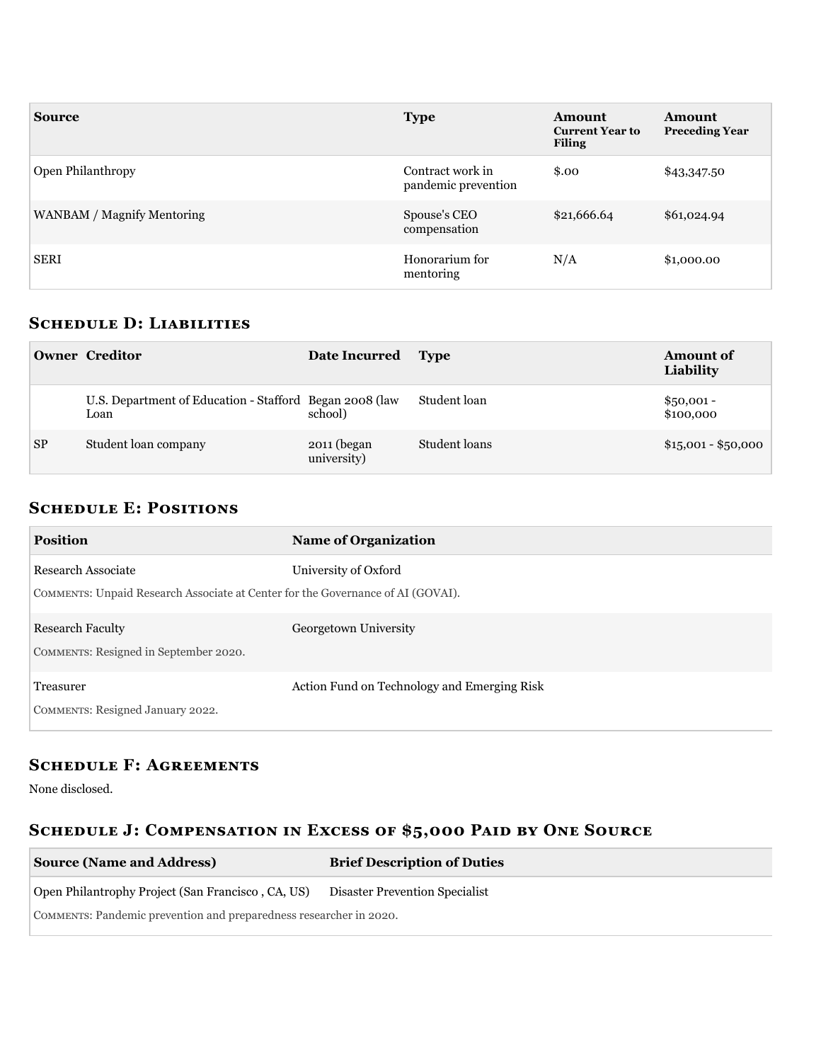| Source | Type | Amount Current Year to Filing | Amount Preceding Year |
|---|---|---|---|
| Open Philanthropy | Contract work in pandemic prevention | $.00 | $43,347.50 |
| WANBAM / Magnify Mentoring | Spouse's CEO compensation | $21,666.64 | $61,024.94 |
| SERI | Honorarium for mentoring | N/A | $1,000.00 |

## Schedule D: Liabilities

| Owner | Creditor | Date Incurred | Type | Amount of Liability |
|---|---|---|---|---|
| | U.S. Department of Education - Stafford Loan | Began 2008 (law school) | Student loan | $50,001 - $100,000 |
| SP | Student loan company | 2011 (began university) | Student loans | $15,001 - $50,000 |

## Schedule E: Positions

| Position | Name of Organization |
|---|---|
| Research Associate | University of Oxford |
| Comments: Unpaid Research Associate at Center for the Governance of AI (GOVAI). | |
| Research Faculty | Georgetown University |
| Comments: Resigned in September 2020. | |
| Treasurer | Action Fund on Technology and Emerging Risk |
| Comments: Resigned January 2022. | |

## Schedule F: Agreements

None disclosed.

## Schedule J: Compensation in Excess of $5,000 Paid by One Source

| Source (Name and Address) | Brief Description of Duties |
|---|---|
| Open Philantrophy Project (San Francisco , CA, US) | Disaster Prevention Specialist |
| Comments: Pandemic prevention and preparedness researcher in 2020. | |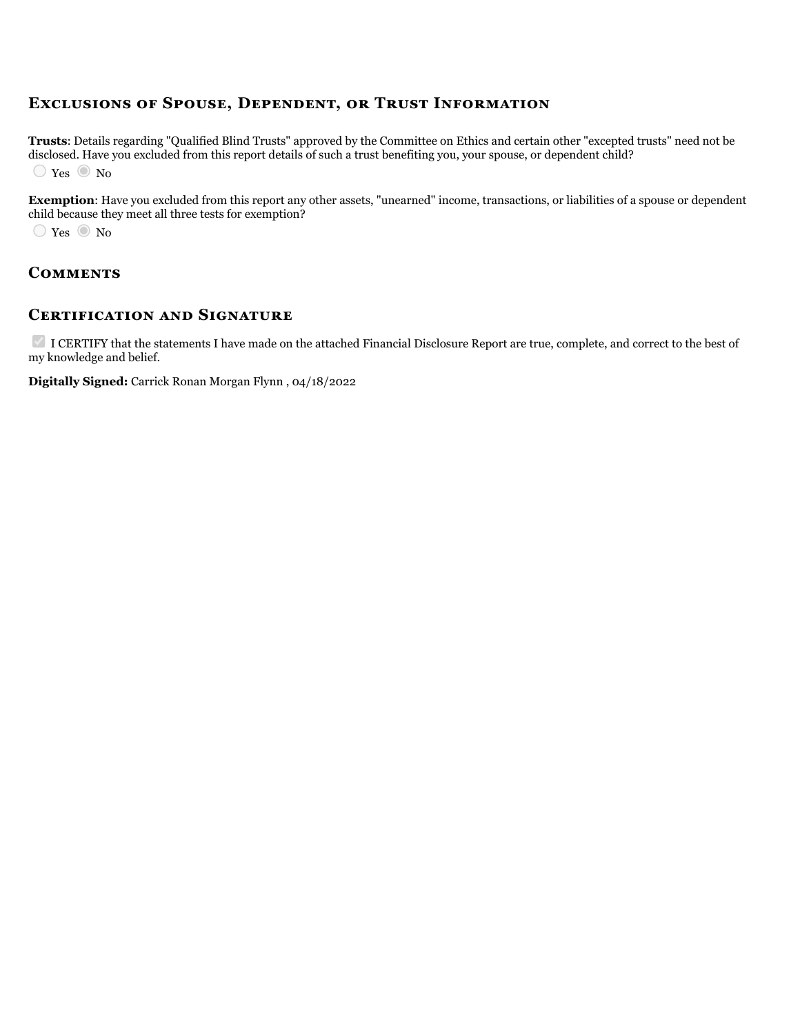## Exclusions of Spouse, Dependent, or Trust Information

**Trusts**: Details regarding "Qualified Blind Trusts" approved by the Committee on Ethics and certain other "excepted trusts" need not be disclosed. Have you excluded from this report details of such a trust benefiting you, your spouse, or dependent child?

○ Yes ◉ No

**Exemption**: Have you excluded from this report any other assets, "unearned" income, transactions, or liabilities of a spouse or dependent child because they meet all three tests for exemption?

○ Yes ◉ No

## Comments

## Certification and Signature

☑ I CERTIFY that the statements I have made on the attached Financial Disclosure Report are true, complete, and correct to the best of my knowledge and belief.

**Digitally Signed:** Carrick Ronan Morgan Flynn , 04/18/2022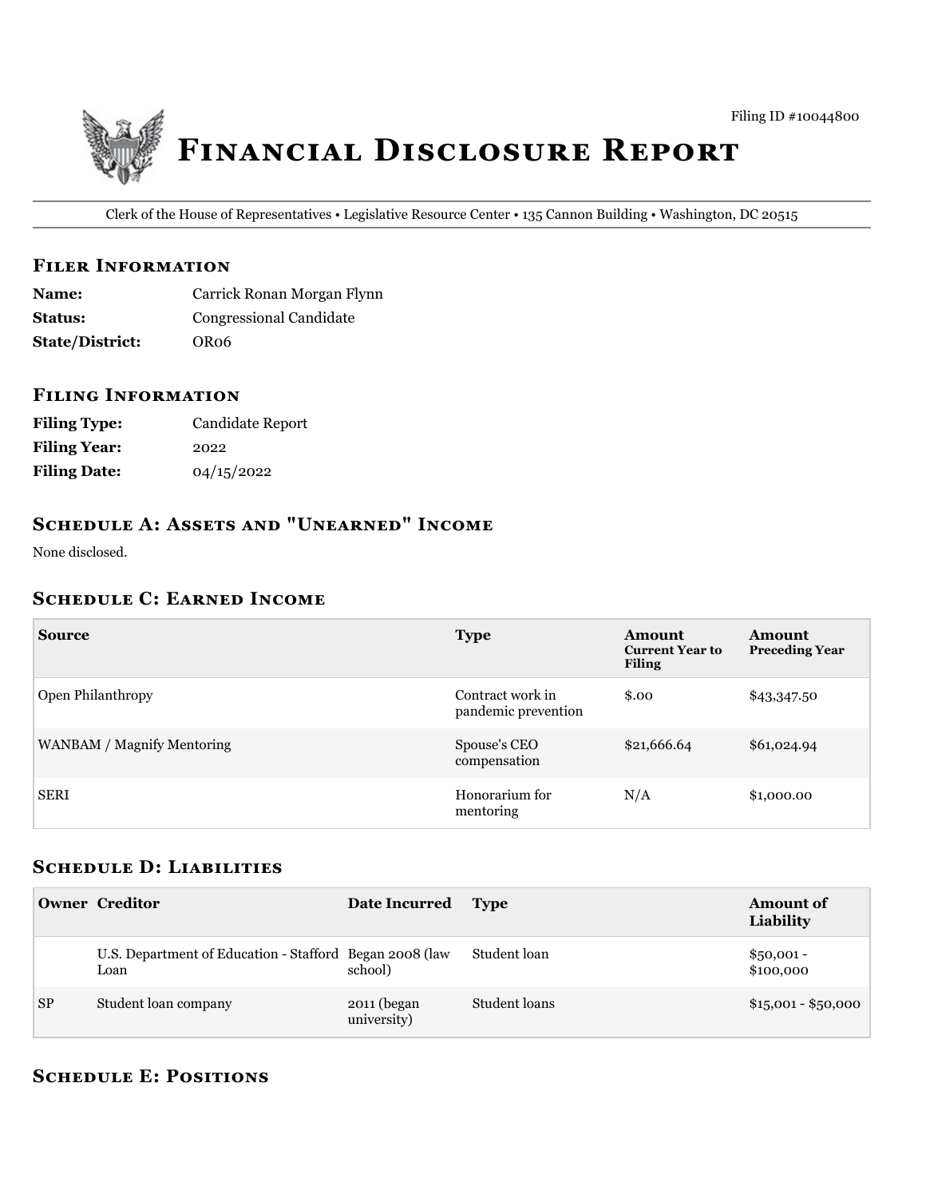Filing ID #10044800

# Financial Disclosure Report

Clerk of the House of Representatives • Legislative Resource Center • 135 Cannon Building • Washington, DC 20515

## Filer Information

**Name:** Carrick Ronan Morgan Flynn
**Status:** Congressional Candidate
**State/District:** OR06

## Filing Information

**Filing Type:** Candidate Report
**Filing Year:** 2022
**Filing Date:** 04/15/2022

## Schedule A: Assets and "Unearned" Income

None disclosed.

## Schedule C: Earned Income

| Source | Type | Amount Current Year to Filing | Amount Preceding Year |
|---|---|---|---|
| Open Philanthropy | Contract work in pandemic prevention | $.00 | $43,347.50 |
| WANBAM / Magnify Mentoring | Spouse's CEO compensation | $21,666.64 | $61,024.94 |
| SERI | Honorarium for mentoring | N/A | $1,000.00 |

## Schedule D: Liabilities

| Owner | Creditor | Date Incurred | Type | Amount of Liability |
|---|---|---|---|---|
| | U.S. Department of Education - Stafford Loan | Began 2008 (law school) | Student loan | $50,001 - $100,000 |
| SP | Student loan company | 2011 (began university) | Student loans | $15,001 - $50,000 |

## Schedule E: Positions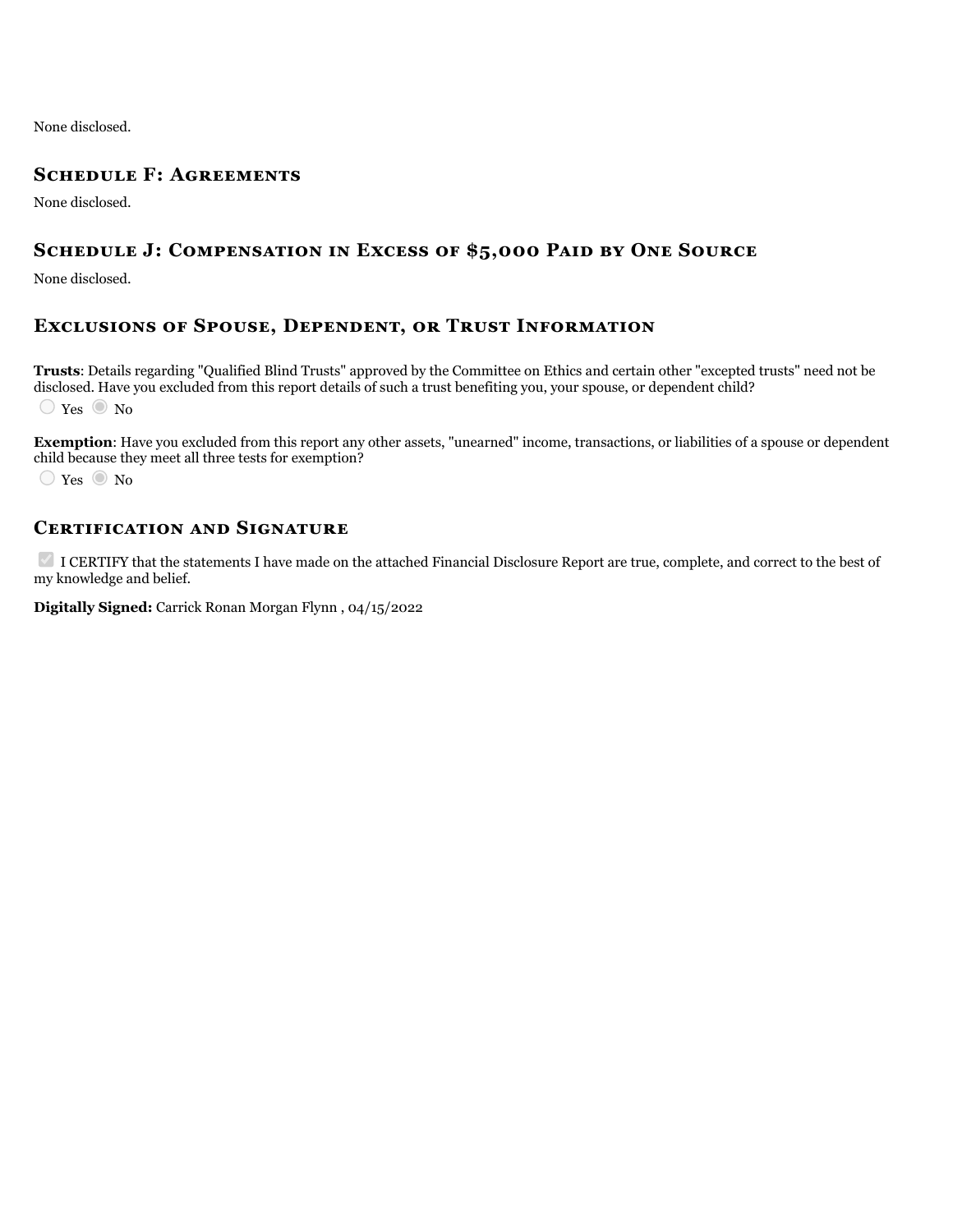None disclosed.

## Schedule F: Agreements

None disclosed.

## Schedule J: Compensation in Excess of $5,000 Paid by One Source

None disclosed.

## Exclusions of Spouse, Dependent, or Trust Information

**Trusts**: Details regarding "Qualified Blind Trusts" approved by the Committee on Ethics and certain other "excepted trusts" need not be disclosed. Have you excluded from this report details of such a trust benefiting you, your spouse, or dependent child?

○ Yes ◉ No

**Exemption**: Have you excluded from this report any other assets, "unearned" income, transactions, or liabilities of a spouse or dependent child because they meet all three tests for exemption?

○ Yes ◉ No

## Certification and Signature

☑ I CERTIFY that the statements I have made on the attached Financial Disclosure Report are true, complete, and correct to the best of my knowledge and belief.

**Digitally Signed:** Carrick Ronan Morgan Flynn , 04/15/2022